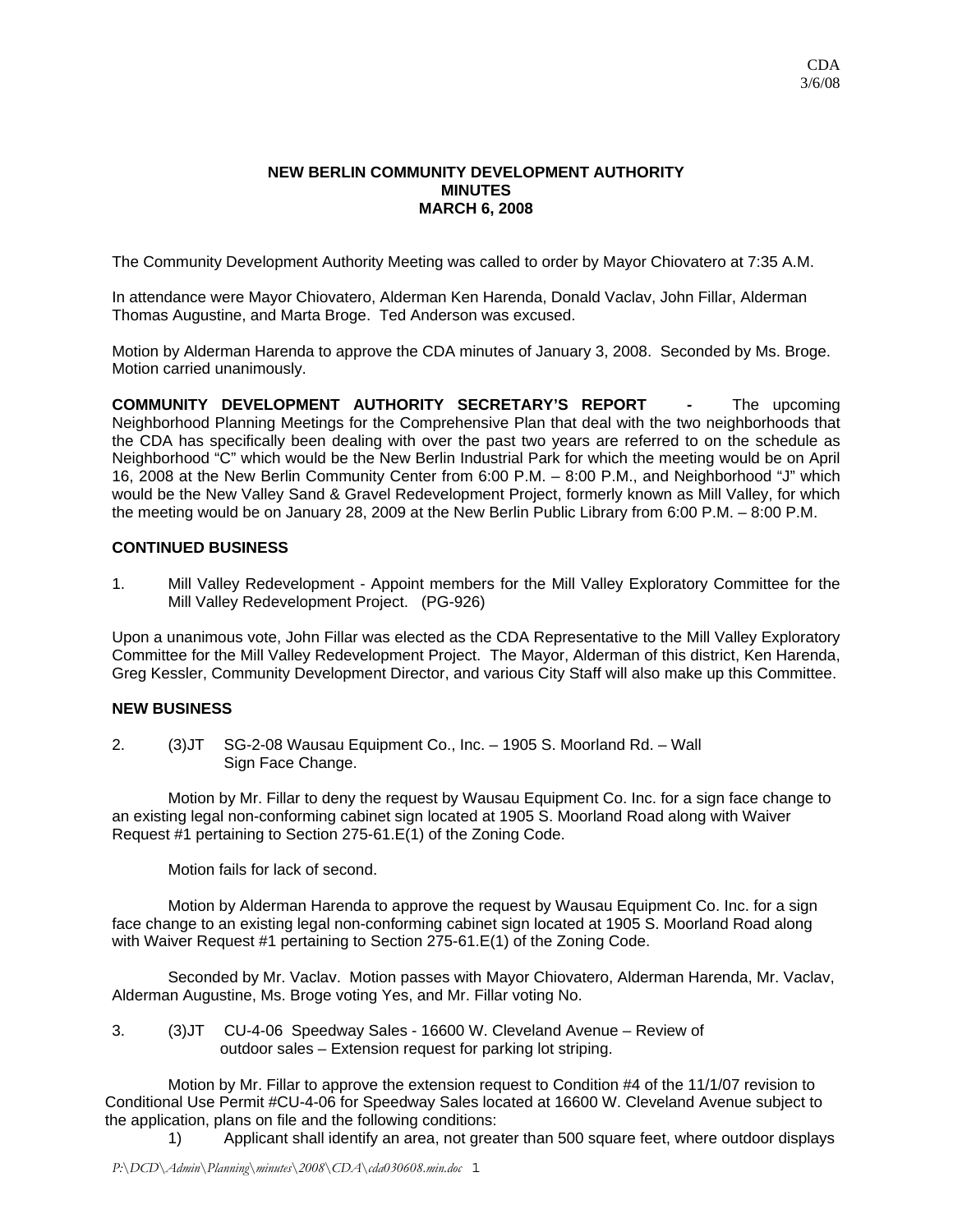CDA
3/6/08

# NEW BERLIN COMMUNITY DEVELOPMENT AUTHORITY
# MINUTES
# MARCH 6, 2008

The Community Development Authority Meeting was called to order by Mayor Chiovatero at 7:35 A.M.

In attendance were Mayor Chiovatero, Alderman Ken Harenda, Donald Vaclav, John Fillar, Alderman Thomas Augustine, and Marta Broge. Ted Anderson was excused.

Motion by Alderman Harenda to approve the CDA minutes of January 3, 2008. Seconded by Ms. Broge. Motion carried unanimously.

**COMMUNITY DEVELOPMENT AUTHORITY SECRETARY'S REPORT -** The upcoming Neighborhood Planning Meetings for the Comprehensive Plan that deal with the two neighborhoods that the CDA has specifically been dealing with over the past two years are referred to on the schedule as Neighborhood "C" which would be the New Berlin Industrial Park for which the meeting would be on April 16, 2008 at the New Berlin Community Center from 6:00 P.M. – 8:00 P.M., and Neighborhood "J" which would be the New Valley Sand & Gravel Redevelopment Project, formerly known as Mill Valley, for which the meeting would be on January 28, 2009 at the New Berlin Public Library from 6:00 P.M. – 8:00 P.M.

## CONTINUED BUSINESS

1. Mill Valley Redevelopment - Appoint members for the Mill Valley Exploratory Committee for the Mill Valley Redevelopment Project. (PG-926)

Upon a unanimous vote, John Fillar was elected as the CDA Representative to the Mill Valley Exploratory Committee for the Mill Valley Redevelopment Project. The Mayor, Alderman of this district, Ken Harenda, Greg Kessler, Community Development Director, and various City Staff will also make up this Committee.

## NEW BUSINESS

2. (3)JT SG-2-08 Wausau Equipment Co., Inc. – 1905 S. Moorland Rd. – Wall Sign Face Change.

Motion by Mr. Fillar to deny the request by Wausau Equipment Co. Inc. for a sign face change to an existing legal non-conforming cabinet sign located at 1905 S. Moorland Road along with Waiver Request #1 pertaining to Section 275-61.E(1) of the Zoning Code.

Motion fails for lack of second.

Motion by Alderman Harenda to approve the request by Wausau Equipment Co. Inc. for a sign face change to an existing legal non-conforming cabinet sign located at 1905 S. Moorland Road along with Waiver Request #1 pertaining to Section 275-61.E(1) of the Zoning Code.

Seconded by Mr. Vaclav. Motion passes with Mayor Chiovatero, Alderman Harenda, Mr. Vaclav, Alderman Augustine, Ms. Broge voting Yes, and Mr. Fillar voting No.

3. (3)JT CU-4-06 Speedway Sales - 16600 W. Cleveland Avenue – Review of outdoor sales – Extension request for parking lot striping.

Motion by Mr. Fillar to approve the extension request to Condition #4 of the 11/1/07 revision to Conditional Use Permit #CU-4-06 for Speedway Sales located at 16600 W. Cleveland Avenue subject to the application, plans on file and the following conditions:

1) Applicant shall identify an area, not greater than 500 square feet, where outdoor displays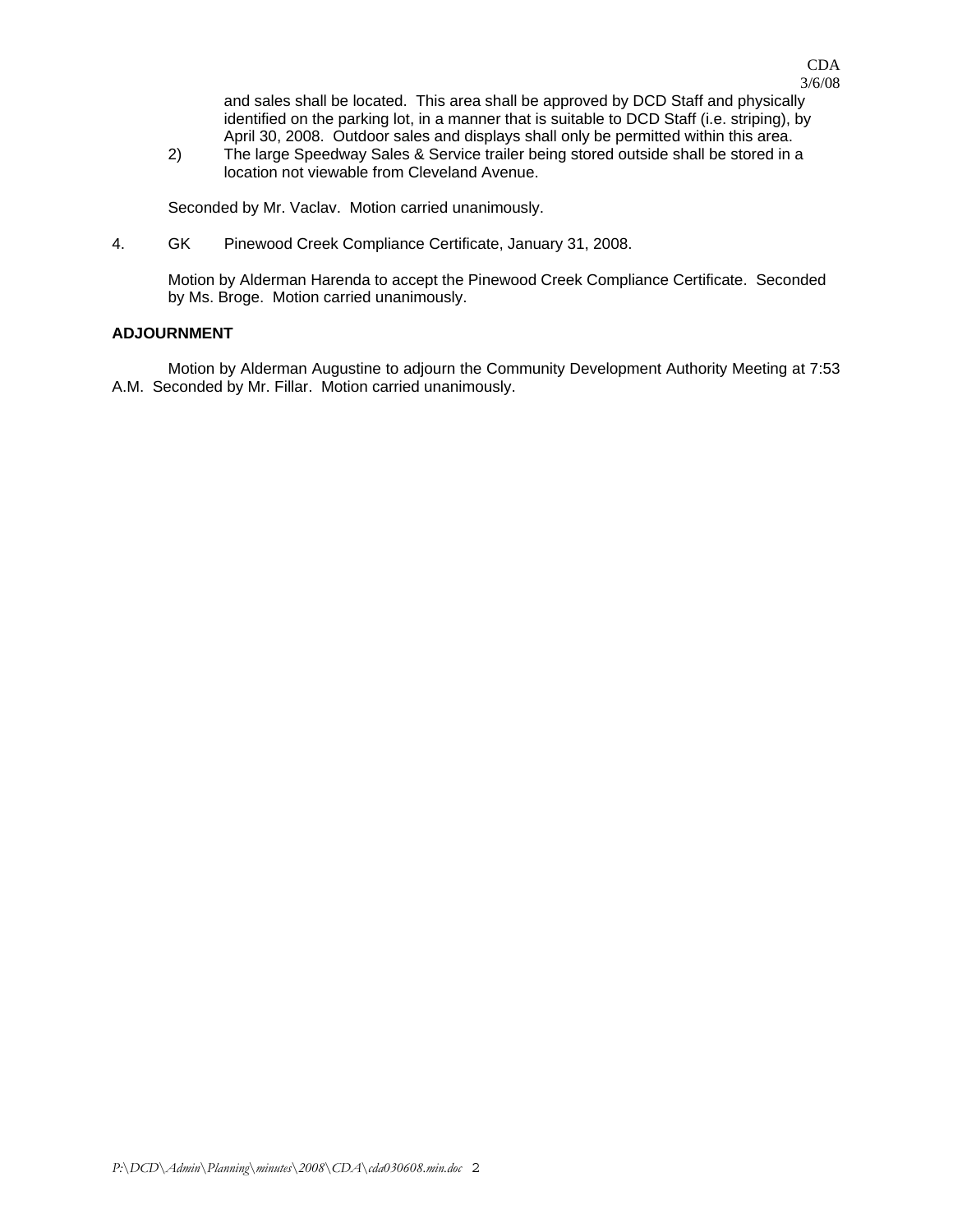and sales shall be located. This area shall be approved by DCD Staff and physically identified on the parking lot, in a manner that is suitable to DCD Staff (i.e. striping), by April 30, 2008. Outdoor sales and displays shall only be permitted within this area.

2) The large Speedway Sales & Service trailer being stored outside shall be stored in a location not viewable from Cleveland Avenue.

Seconded by Mr. Vaclav. Motion carried unanimously.

4. GK Pinewood Creek Compliance Certificate, January 31, 2008.

Motion by Alderman Harenda to accept the Pinewood Creek Compliance Certificate. Seconded by Ms. Broge. Motion carried unanimously.

**ADJOURNMENT**

Motion by Alderman Augustine to adjourn the Community Development Authority Meeting at 7:53 A.M. Seconded by Mr. Fillar. Motion carried unanimously.